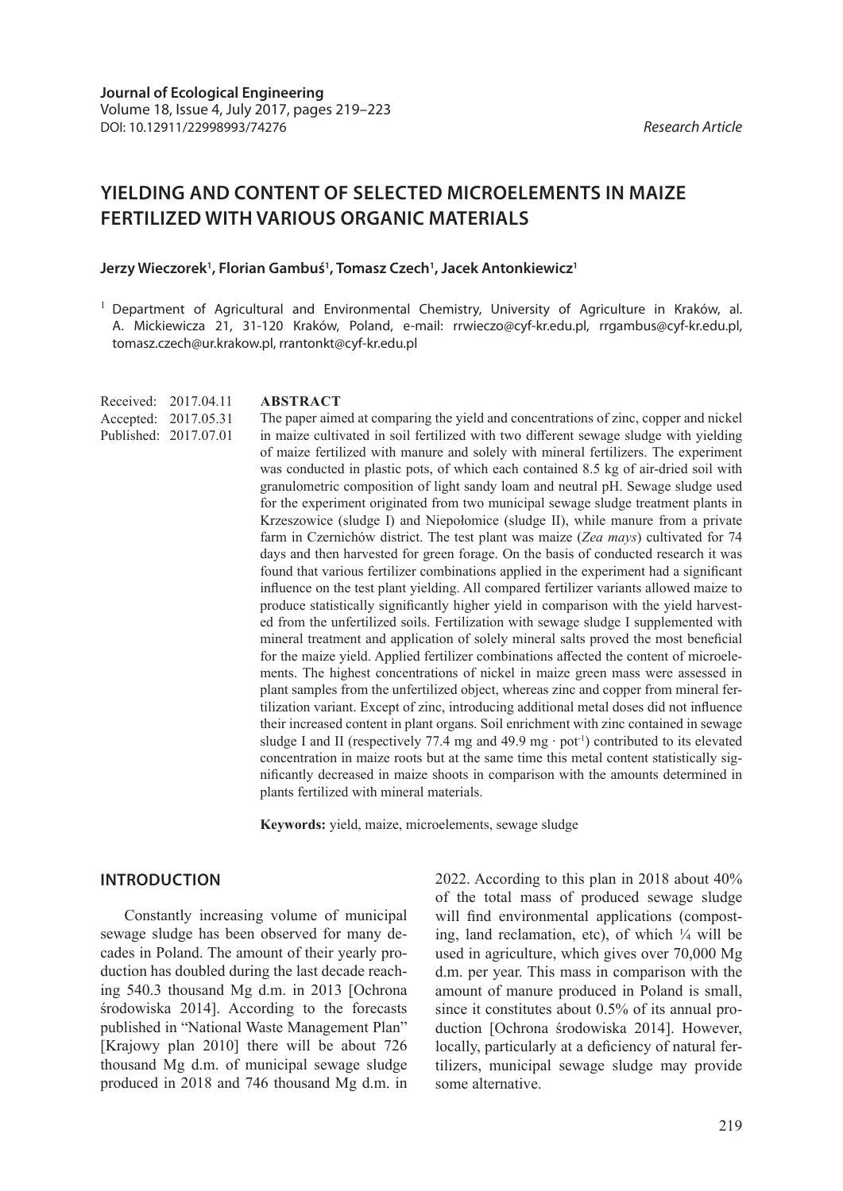**Journal of Ecological Engineering**
Volume 18, Issue 4, July 2017, pages 219–223
DOI: 10.12911/22998993/74276

*Research Article*

# YIELDING AND CONTENT OF SELECTED MICROELEMENTS IN MAIZE FERTILIZED WITH VARIOUS ORGANIC MATERIALS

**Jerzy Wieczorek[1], Florian Gambuś[1], Tomasz Czech[1], Jacek Antonkiewicz[1]**

[1] Department of Agricultural and Environmental Chemistry, University of Agriculture in Kraków, al. A. Mickiewicza 21, 31-120 Kraków, Poland, e-mail: rrwieczo@cyf-kr.edu.pl, rrgambus@cyf-kr.edu.pl, tomasz.czech@ur.krakow.pl, rrantonkt@cyf-kr.edu.pl

Received: 2017.04.11
Accepted: 2017.05.31
Published: 2017.07.01

## ABSTRACT

The paper aimed at comparing the yield and concentrations of zinc, copper and nickel in maize cultivated in soil fertilized with two different sewage sludge with yielding of maize fertilized with manure and solely with mineral fertilizers. The experiment was conducted in plastic pots, of which each contained 8.5 kg of air-dried soil with granulometric composition of light sandy loam and neutral pH. Sewage sludge used for the experiment originated from two municipal sewage sludge treatment plants in Krzeszowice (sludge I) and Niepołomice (sludge II), while manure from a private farm in Czernichów district. The test plant was maize (*Zea mays*) cultivated for 74 days and then harvested for green forage. On the basis of conducted research it was found that various fertilizer combinations applied in the experiment had a significant influence on the test plant yielding. All compared fertilizer variants allowed maize to produce statistically significantly higher yield in comparison with the yield harvested from the unfertilized soils. Fertilization with sewage sludge I supplemented with mineral treatment and application of solely mineral salts proved the most beneficial for the maize yield. Applied fertilizer combinations affected the content of microelements. The highest concentrations of nickel in maize green mass were assessed in plant samples from the unfertilized object, whereas zinc and copper from mineral fertilization variant. Except of zinc, introducing additional metal doses did not influence their increased content in plant organs. Soil enrichment with zinc contained in sewage sludge I and II (respectively 77.4 mg and 49.9 mg · pot$^{-1}$) contributed to its elevated concentration in maize roots but at the same time this metal content statistically significantly decreased in maize shoots in comparison with the amounts determined in plants fertilized with mineral materials.

**Keywords:** yield, maize, microelements, sewage sludge

## INTRODUCTION

Constantly increasing volume of municipal sewage sludge has been observed for many decades in Poland. The amount of their yearly production has doubled during the last decade reaching 540.3 thousand Mg d.m. in 2013 [Ochrona środowiska 2014]. According to the forecasts published in "National Waste Management Plan" [Krajowy plan 2010] there will be about 726 thousand Mg d.m. of municipal sewage sludge produced in 2018 and 746 thousand Mg d.m. in 2022. According to this plan in 2018 about 40% of the total mass of produced sewage sludge will find environmental applications (composting, land reclamation, etc), of which ¼ will be used in agriculture, which gives over 70,000 Mg d.m. per year. This mass in comparison with the amount of manure produced in Poland is small, since it constitutes about 0.5% of its annual production [Ochrona środowiska 2014]. However, locally, particularly at a deficiency of natural fertilizers, municipal sewage sludge may provide some alternative.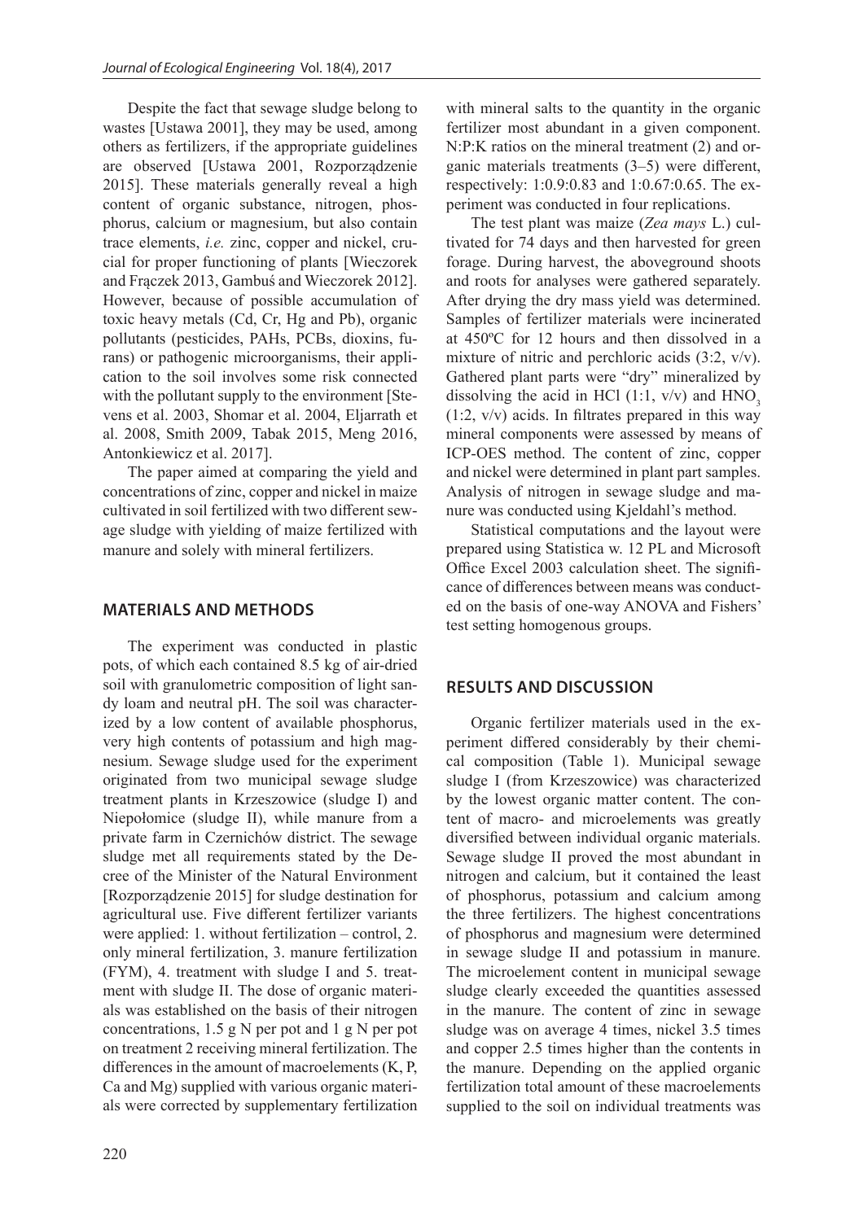Despite the fact that sewage sludge belong to wastes [Ustawa 2001], they may be used, among others as fertilizers, if the appropriate guidelines are observed [Ustawa 2001, Rozporządzenie 2015]. These materials generally reveal a high content of organic substance, nitrogen, phosphorus, calcium or magnesium, but also contain trace elements, *i.e.* zinc, copper and nickel, crucial for proper functioning of plants [Wieczorek and Frączek 2013, Gambuś and Wieczorek 2012]. However, because of possible accumulation of toxic heavy metals (Cd, Cr, Hg and Pb), organic pollutants (pesticides, PAHs, PCBs, dioxins, furans) or pathogenic microorganisms, their application to the soil involves some risk connected with the pollutant supply to the environment [Stevens et al. 2003, Shomar et al. 2004, Eljarrath et al. 2008, Smith 2009, Tabak 2015, Meng 2016, Antonkiewicz et al. 2017].

The paper aimed at comparing the yield and concentrations of zinc, copper and nickel in maize cultivated in soil fertilized with two different sewage sludge with yielding of maize fertilized with manure and solely with mineral fertilizers.

## MATERIALS AND METHODS

The experiment was conducted in plastic pots, of which each contained 8.5 kg of air-dried soil with granulometric composition of light sandy loam and neutral pH. The soil was characterized by a low content of available phosphorus, very high contents of potassium and high magnesium. Sewage sludge used for the experiment originated from two municipal sewage sludge treatment plants in Krzeszowice (sludge I) and Niepołomice (sludge II), while manure from a private farm in Czernichów district. The sewage sludge met all requirements stated by the Decree of the Minister of the Natural Environment [Rozporządzenie 2015] for sludge destination for agricultural use. Five different fertilizer variants were applied: 1. without fertilization – control, 2. only mineral fertilization, 3. manure fertilization (FYM), 4. treatment with sludge I and 5. treatment with sludge II. The dose of organic materials was established on the basis of their nitrogen concentrations, 1.5 g N per pot and 1 g N per pot on treatment 2 receiving mineral fertilization. The differences in the amount of macroelements (K, P, Ca and Mg) supplied with various organic materials were corrected by supplementary fertilization with mineral salts to the quantity in the organic fertilizer most abundant in a given component. N:P:K ratios on the mineral treatment (2) and organic materials treatments (3–5) were different, respectively: 1:0.9:0.83 and 1:0.67:0.65. The experiment was conducted in four replications.

The test plant was maize (*Zea mays* L.) cultivated for 74 days and then harvested for green forage. During harvest, the aboveground shoots and roots for analyses were gathered separately. After drying the dry mass yield was determined. Samples of fertilizer materials were incinerated at 450ºC for 12 hours and then dissolved in a mixture of nitric and perchloric acids (3:2, v/v). Gathered plant parts were "dry" mineralized by dissolving the acid in HCl (1:1, v/v) and $HNO_3$ (1:2, v/v) acids. In filtrates prepared in this way mineral components were assessed by means of ICP-OES method. The content of zinc, copper and nickel were determined in plant part samples. Analysis of nitrogen in sewage sludge and manure was conducted using Kjeldahl's method.

Statistical computations and the layout were prepared using Statistica w. 12 PL and Microsoft Office Excel 2003 calculation sheet. The significance of differences between means was conducted on the basis of one-way ANOVA and Fishers' test setting homogenous groups.

## RESULTS AND DISCUSSION

Organic fertilizer materials used in the experiment differed considerably by their chemical composition (Table 1). Municipal sewage sludge I (from Krzeszowice) was characterized by the lowest organic matter content. The content of macro- and microelements was greatly diversified between individual organic materials. Sewage sludge II proved the most abundant in nitrogen and calcium, but it contained the least of phosphorus, potassium and calcium among the three fertilizers. The highest concentrations of phosphorus and magnesium were determined in sewage sludge II and potassium in manure. The microelement content in municipal sewage sludge clearly exceeded the quantities assessed in the manure. The content of zinc in sewage sludge was on average 4 times, nickel 3.5 times and copper 2.5 times higher than the contents in the manure. Depending on the applied organic fertilization total amount of these macroelements supplied to the soil on individual treatments was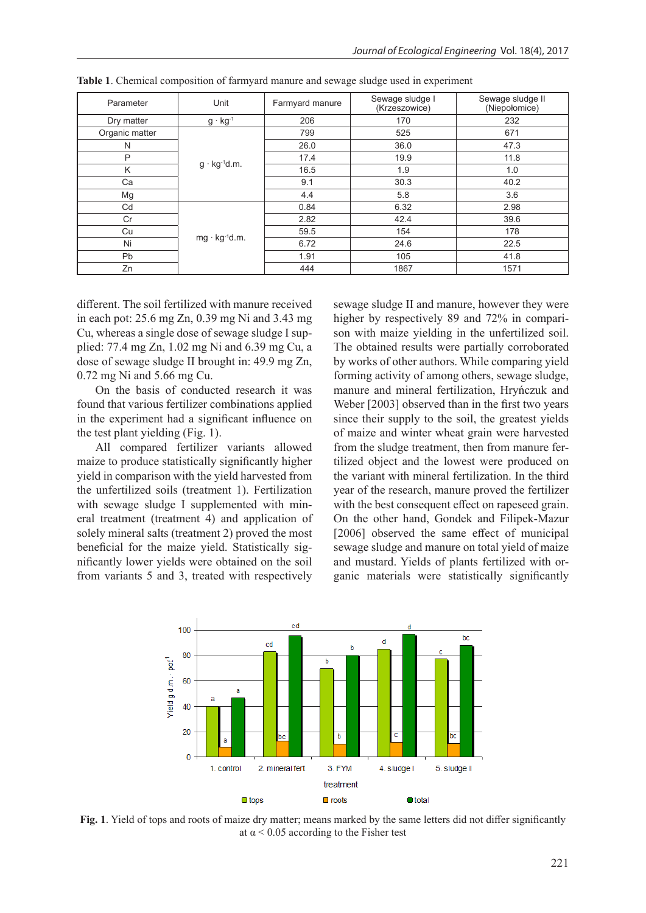**Table 1**. Chemical composition of farmyard manure and sewage sludge used in experiment

| Parameter | Unit | Farmyard manure | Sewage sludge I (Krzeszowice) | Sewage sludge II (Niepołomice) |
|---|---|---|---|---|
| Dry matter | $g \cdot kg^{-1}$ | 206 | 170 | 232 |
| Organic matter | $g \cdot kg^{-1}$d.m. | 799 | 525 | 671 |
| N | | 26.0 | 36.0 | 47.3 |
| P | | 17.4 | 19.9 | 11.8 |
| K | | 16.5 | 1.9 | 1.0 |
| Ca | | 9.1 | 30.3 | 40.2 |
| Mg | | 4.4 | 5.8 | 3.6 |
| Cd | $mg \cdot kg^{-1}$d.m. | 0.84 | 6.32 | 2.98 |
| Cr | | 2.82 | 42.4 | 39.6 |
| Cu | | 59.5 | 154 | 178 |
| Ni | | 6.72 | 24.6 | 22.5 |
| Pb | | 1.91 | 105 | 41.8 |
| Zn | | 444 | 1867 | 1571 |

different. The soil fertilized with manure received in each pot: 25.6 mg Zn, 0.39 mg Ni and 3.43 mg Cu, whereas a single dose of sewage sludge I supplied: 77.4 mg Zn, 1.02 mg Ni and 6.39 mg Cu, a dose of sewage sludge II brought in: 49.9 mg Zn, 0.72 mg Ni and 5.66 mg Cu.

On the basis of conducted research it was found that various fertilizer combinations applied in the experiment had a significant influence on the test plant yielding (Fig. 1).

All compared fertilizer variants allowed maize to produce statistically significantly higher yield in comparison with the yield harvested from the unfertilized soils (treatment 1). Fertilization with sewage sludge I supplemented with mineral treatment (treatment 4) and application of solely mineral salts (treatment 2) proved the most beneficial for the maize yield. Statistically significantly lower yields were obtained on the soil from variants 5 and 3, treated with respectively sewage sludge II and manure, however they were higher by respectively 89 and 72% in comparison with maize yielding in the unfertilized soil. The obtained results were partially corroborated by works of other authors. While comparing yield forming activity of among others, sewage sludge, manure and mineral fertilization, Hryńczuk and Weber [2003] observed than in the first two years since their supply to the soil, the greatest yields of maize and winter wheat grain were harvested from the sludge treatment, then from manure fertilized object and the lowest were produced on the variant with mineral fertilization. In the third year of the research, manure proved the fertilizer with the best consequent effect on rapeseed grain. On the other hand, Gondek and Filipek-Mazur [2006] observed the same effect of municipal sewage sludge and manure on total yield of maize and mustard. Yields of plants fertilized with organic materials were statistically significantly

**Fig. 1**. Yield of tops and roots of maize dry matter; means marked by the same letters did not differ significantly at $\alpha < 0.05$ according to the Fisher test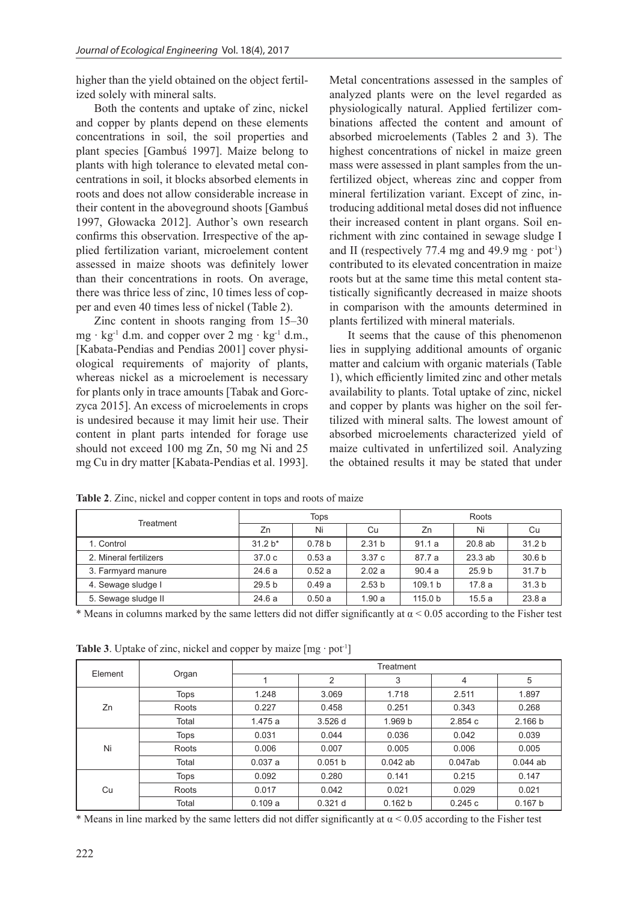higher than the yield obtained on the object fertilized solely with mineral salts.

Both the contents and uptake of zinc, nickel and copper by plants depend on these elements concentrations in soil, the soil properties and plant species [Gambuś 1997]. Maize belong to plants with high tolerance to elevated metal concentrations in soil, it blocks absorbed elements in roots and does not allow considerable increase in their content in the aboveground shoots [Gambuś 1997, Głowacka 2012]. Author's own research confirms this observation. Irrespective of the applied fertilization variant, microelement content assessed in maize shoots was definitely lower than their concentrations in roots. On average, there was thrice less of zinc, 10 times less of copper and even 40 times less of nickel (Table 2).

Zinc content in shoots ranging from 15–30 $mg \cdot kg^{-1}$ d.m. and copper over 2 $mg \cdot kg^{-1}$ d.m., [Kabata-Pendias and Pendias 2001] cover physiological requirements of majority of plants, whereas nickel as a microelement is necessary for plants only in trace amounts [Tabak and Gorczyca 2015]. An excess of microelements in crops is undesired because it may limit heir use. Their content in plant parts intended for forage use should not exceed 100 mg Zn, 50 mg Ni and 25 mg Cu in dry matter [Kabata-Pendias et al. 1993]. Metal concentrations assessed in the samples of analyzed plants were on the level regarded as physiologically natural. Applied fertilizer combinations affected the content and amount of absorbed microelements (Tables 2 and 3). The highest concentrations of nickel in maize green mass were assessed in plant samples from the unfertilized object, whereas zinc and copper from mineral fertilization variant. Except of zinc, introducing additional metal doses did not influence their increased content in plant organs. Soil enrichment with zinc contained in sewage sludge I and II (respectively 77.4 mg and 49.9 $mg \cdot pot^{-1}$) contributed to its elevated concentration in maize roots but at the same time this metal content statistically significantly decreased in maize shoots in comparison with the amounts determined in plants fertilized with mineral materials.

It seems that the cause of this phenomenon lies in supplying additional amounts of organic matter and calcium with organic materials (Table 1), which efficiently limited zinc and other metals availability to plants. Total uptake of zinc, nickel and copper by plants was higher on the soil fertilized with mineral salts. The lowest amount of absorbed microelements characterized yield of maize cultivated in unfertilized soil. Analyzing the obtained results it may be stated that under

**Table 2**. Zinc, nickel and copper content in tops and roots of maize

| Treatment | Tops | | | Roots | | |
|---|---|---|---|---|---|---|
| | Zn | Ni | Cu | Zn | Ni | Cu |
| 1. Control | 31.2 b* | 0.78 b | 2.31 b | 91.1 a | 20.8 ab | 31.2 b |
| 2. Mineral fertilizers | 37.0 c | 0.53 a | 3.37 c | 87.7 a | 23.3 ab | 30.6 b |
| 3. Farmyard manure | 24.6 a | 0.52 a | 2.02 a | 90.4 a | 25.9 b | 31.7 b |
| 4. Sewage sludge I | 29.5 b | 0.49 a | 2.53 b | 109.1 b | 17.8 a | 31.3 b |
| 5. Sewage sludge II | 24.6 a | 0.50 a | 1.90 a | 115.0 b | 15.5 a | 23.8 a |

\* Means in columns marked by the same letters did not differ significantly at $\alpha < 0.05$ according to the Fisher test

**Table 3**. Uptake of zinc, nickel and copper by maize [$mg \cdot pot^{-1}$]

| Element | Organ | Treatment | | | | |
|---|---|---|---|---|---|---|
| | | 1 | 2 | 3 | 4 | 5 |
| Zn | Tops | 1.248 | 3.069 | 1.718 | 2.511 | 1.897 |
| | Roots | 0.227 | 0.458 | 0.251 | 0.343 | 0.268 |
| | Total | 1.475 a | 3.526 d | 1.969 b | 2.854 c | 2.166 b |
| Ni | Tops | 0.031 | 0.044 | 0.036 | 0.042 | 0.039 |
| | Roots | 0.006 | 0.007 | 0.005 | 0.006 | 0.005 |
| | Total | 0.037 a | 0.051 b | 0.042 ab | 0.047ab | 0.044 ab |
| Cu | Tops | 0.092 | 0.280 | 0.141 | 0.215 | 0.147 |
| | Roots | 0.017 | 0.042 | 0.021 | 0.029 | 0.021 |
| | Total | 0.109 a | 0.321 d | 0.162 b | 0.245 c | 0.167 b |

\* Means in line marked by the same letters did not differ significantly at $\alpha < 0.05$ according to the Fisher test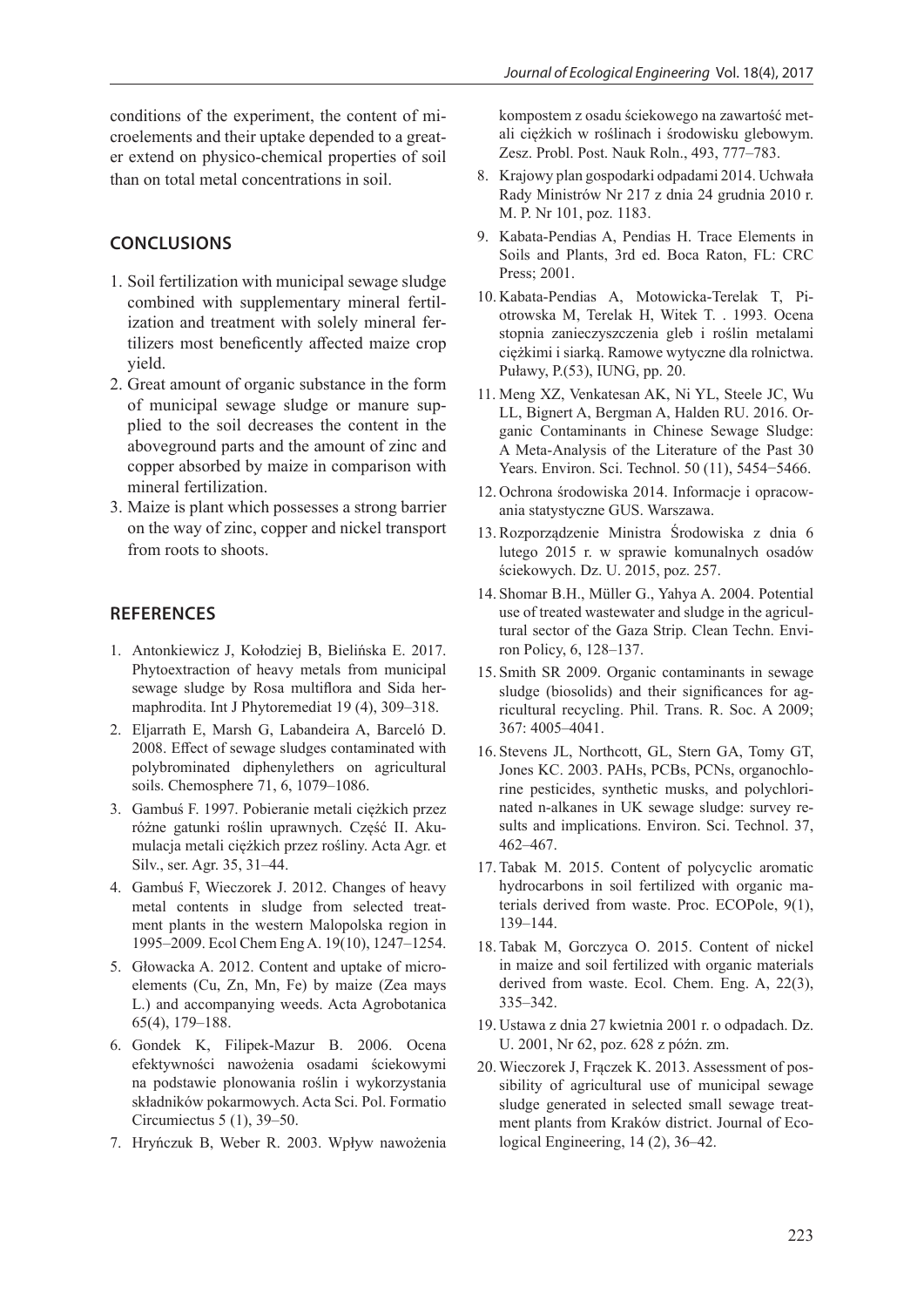conditions of the experiment, the content of microelements and their uptake depended to a greater extend on physico-chemical properties of soil than on total metal concentrations in soil.

## CONCLUSIONS

1. Soil fertilization with municipal sewage sludge combined with supplementary mineral fertilization and treatment with solely mineral fertilizers most beneficently affected maize crop yield.
2. Great amount of organic substance in the form of municipal sewage sludge or manure supplied to the soil decreases the content in the aboveground parts and the amount of zinc and copper absorbed by maize in comparison with mineral fertilization.
3. Maize is plant which possesses a strong barrier on the way of zinc, copper and nickel transport from roots to shoots.

## REFERENCES

1. Antonkiewicz J, Kołodziej B, Bielińska E. 2017. Phytoextraction of heavy metals from municipal sewage sludge by Rosa multiflora and Sida hermaphrodita. Int J Phytoremediat 19 (4), 309–318.
2. Eljarrath E, Marsh G, Labandeira A, Barceló D. 2008. Effect of sewage sludges contaminated with polybrominated diphenylethers on agricultural soils. Chemosphere 71, 6, 1079–1086.
3. Gambuś F. 1997. Pobieranie metali ciężkich przez różne gatunki roślin uprawnych. Część II. Akumulacja metali ciężkich przez rośliny. Acta Agr. et Silv., ser. Agr. 35, 31–44.
4. Gambuś F, Wieczorek J. 2012. Changes of heavy metal contents in sludge from selected treatment plants in the western Malopolska region in 1995–2009. Ecol Chem Eng A. 19(10), 1247–1254.
5. Głowacka A. 2012. Content and uptake of microelements (Cu, Zn, Mn, Fe) by maize (Zea mays L.) and accompanying weeds. Acta Agrobotanica 65(4), 179–188.
6. Gondek K, Filipek-Mazur B. 2006. Ocena efektywności nawożenia osadami ściekowymi na podstawie plonowania roślin i wykorzystania składników pokarmowych. Acta Sci. Pol. Formatio Circumiectus 5 (1), 39–50.
7. Hryńczuk B, Weber R. 2003. Wpływ nawożenia kompostem z osadu ściekowego na zawartość metali ciężkich w roślinach i środowisku glebowym. Zesz. Probl. Post. Nauk Roln., 493, 777–783.
8. Krajowy plan gospodarki odpadami 2014. Uchwała Rady Ministrów Nr 217 z dnia 24 grudnia 2010 r. M. P. Nr 101, poz. 1183.
9. Kabata-Pendias A, Pendias H. Trace Elements in Soils and Plants, 3rd ed. Boca Raton, FL: CRC Press; 2001.
10. Kabata-Pendias A, Motowicka-Terelak T, Piotrowska M, Terelak H, Witek T. . 1993. Ocena stopnia zanieczyszczenia gleb i roślin metalami ciężkimi i siarką. Ramowe wytyczne dla rolnictwa. Puławy, P.(53), IUNG, pp. 20.
11. Meng XZ, Venkatesan AK, Ni YL, Steele JC, Wu LL, Bignert A, Bergman A, Halden RU. 2016. Organic Contaminants in Chinese Sewage Sludge: A Meta-Analysis of the Literature of the Past 30 Years. Environ. Sci. Technol. 50 (11), 5454−5466.
12. Ochrona środowiska 2014. Informacje i opracowania statystyczne GUS. Warszawa.
13. Rozporządzenie Ministra Środowiska z dnia 6 lutego 2015 r. w sprawie komunalnych osadów ściekowych. Dz. U. 2015, poz. 257.
14. Shomar B.H., Müller G., Yahya A. 2004. Potential use of treated wastewater and sludge in the agricultural sector of the Gaza Strip. Clean Techn. Environ Policy, 6, 128–137.
15. Smith SR 2009. Organic contaminants in sewage sludge (biosolids) and their significances for agricultural recycling. Phil. Trans. R. Soc. A 2009; 367: 4005–4041.
16. Stevens JL, Northcott, GL, Stern GA, Tomy GT, Jones KC. 2003. PAHs, PCBs, PCNs, organochlorine pesticides, synthetic musks, and polychlorinated n-alkanes in UK sewage sludge: survey results and implications. Environ. Sci. Technol. 37, 462–467.
17. Tabak M. 2015. Content of polycyclic aromatic hydrocarbons in soil fertilized with organic materials derived from waste. Proc. ECOPole, 9(1), 139–144.
18. Tabak M, Gorczyca O. 2015. Content of nickel in maize and soil fertilized with organic materials derived from waste. Ecol. Chem. Eng. A, 22(3), 335–342.
19. Ustawa z dnia 27 kwietnia 2001 r. o odpadach. Dz. U. 2001, Nr 62, poz. 628 z późn. zm.
20. Wieczorek J, Frączek K. 2013. Assessment of possibility of agricultural use of municipal sewage sludge generated in selected small sewage treatment plants from Kraków district. Journal of Ecological Engineering, 14 (2), 36–42.